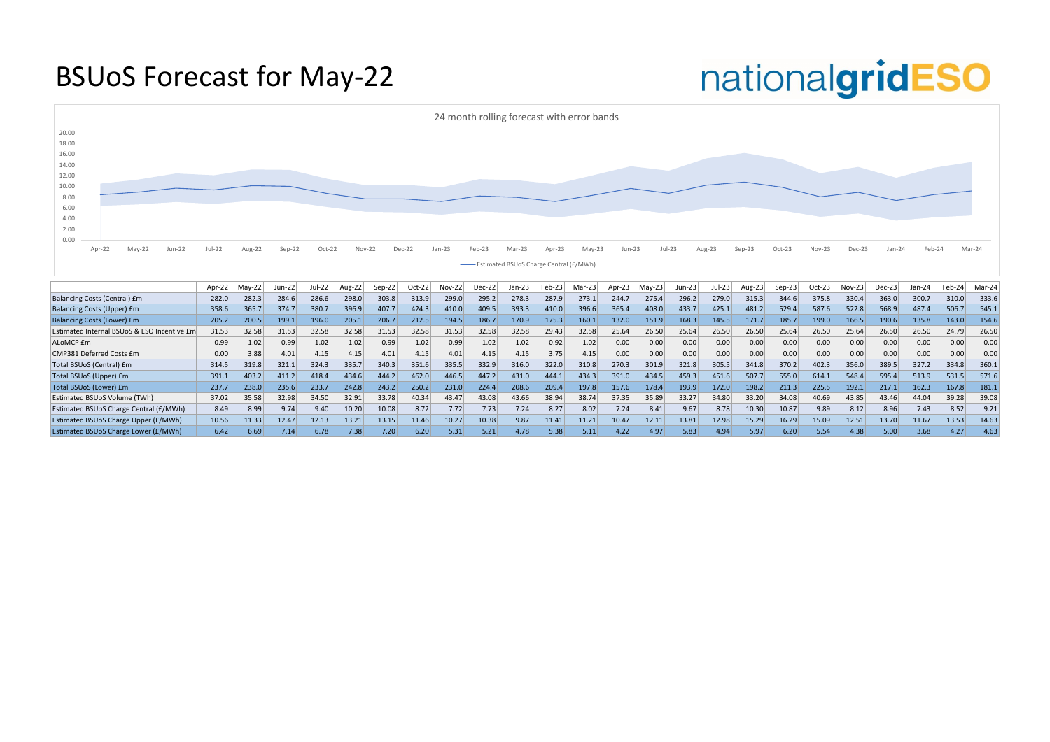# BSUoS Forecast for May-22

nationalgridESO

24 month rolling forecast with error bands

Estimated BSUoS Charge Central (£/MWh)

| | Apr-22 | May-22 | Jun-22 | Jul-22 | Aug-22 | Sep-22 | Oct-22 | Nov-22 | Dec-22 | Jan-23 | Feb-23 | Mar-23 | Apr-23 | May-23 | Jun-23 | Jul-23 | Aug-23 | Sep-23 | Oct-23 | Nov-23 | Dec-23 | Jan-24 | Feb-24 | Mar-24 |
|---|---|---|---|---|---|---|---|---|---|---|---|---|---|---|---|---|---|---|---|---|---|---|---|---|
| Balancing Costs (Central) £m | 282.0 | 282.3 | 284.6 | 286.6 | 298.0 | 303.8 | 313.9 | 299.0 | 295.2 | 278.3 | 287.9 | 273.1 | 244.7 | 275.4 | 296.2 | 279.0 | 315.3 | 344.6 | 375.8 | 330.4 | 363.0 | 300.7 | 310.0 | 333.6 |
| Balancing Costs (Upper) £m | 358.6 | 365.7 | 374.7 | 380.7 | 396.9 | 407.7 | 424.3 | 410.0 | 409.5 | 393.3 | 410.0 | 396.6 | 365.4 | 408.0 | 433.7 | 425.1 | 481.2 | 529.4 | 587.6 | 522.8 | 568.9 | 487.4 | 506.7 | 545.1 |
| Balancing Costs (Lower) £m | 205.2 | 200.5 | 199.1 | 196.0 | 205.1 | 206.7 | 212.5 | 194.5 | 186.7 | 170.9 | 175.3 | 160.1 | 132.0 | 151.9 | 168.3 | 145.5 | 171.7 | 185.7 | 199.0 | 166.5 | 190.6 | 135.8 | 143.0 | 154.6 |
| Estimated Internal BSUoS & ESO Incentive £m | 31.53 | 32.58 | 31.53 | 32.58 | 32.58 | 31.53 | 32.58 | 31.53 | 32.58 | 32.58 | 29.43 | 32.58 | 25.64 | 26.50 | 25.64 | 26.50 | 26.50 | 25.64 | 26.50 | 25.64 | 26.50 | 26.50 | 24.79 | 26.50 |
| ALoMCP £m | 0.99 | 1.02 | 0.99 | 1.02 | 1.02 | 0.99 | 1.02 | 0.99 | 1.02 | 1.02 | 0.92 | 1.02 | 0.00 | 0.00 | 0.00 | 0.00 | 0.00 | 0.00 | 0.00 | 0.00 | 0.00 | 0.00 | 0.00 | 0.00 |
| CMP381 Deferred Costs £m | 0.00 | 3.88 | 4.01 | 4.15 | 4.15 | 4.01 | 4.15 | 4.01 | 4.15 | 4.15 | 3.75 | 4.15 | 0.00 | 0.00 | 0.00 | 0.00 | 0.00 | 0.00 | 0.00 | 0.00 | 0.00 | 0.00 | 0.00 | 0.00 |
| Total BSUoS (Central) £m | 314.5 | 319.8 | 321.1 | 324.3 | 335.7 | 340.3 | 351.6 | 335.5 | 332.9 | 316.0 | 322.0 | 310.8 | 270.3 | 301.9 | 321.8 | 305.5 | 341.8 | 370.2 | 402.3 | 356.0 | 389.5 | 327.2 | 334.8 | 360.1 |
| Total BSUoS (Upper) £m | 391.1 | 403.2 | 411.2 | 418.4 | 434.6 | 444.2 | 462.0 | 446.5 | 447.2 | 431.0 | 444.1 | 434.3 | 391.0 | 434.5 | 459.3 | 451.6 | 507.7 | 555.0 | 614.1 | 548.4 | 595.4 | 513.9 | 531.5 | 571.6 |
| Total BSUoS (Lower) £m | 237.7 | 238.0 | 235.6 | 233.7 | 242.8 | 243.2 | 250.2 | 231.0 | 224.4 | 208.6 | 209.4 | 197.8 | 157.6 | 178.4 | 193.9 | 172.0 | 198.2 | 211.3 | 225.5 | 192.1 | 217.1 | 162.3 | 167.8 | 181.1 |
| Estimated BSUoS Volume (TWh) | 37.02 | 35.58 | 32.98 | 34.50 | 32.91 | 33.78 | 40.34 | 43.47 | 43.08 | 43.66 | 38.94 | 38.74 | 37.35 | 35.89 | 33.27 | 34.80 | 33.20 | 34.08 | 40.69 | 43.85 | 43.46 | 44.04 | 39.28 | 39.08 |
| Estimated BSUoS Charge Central (£/MWh) | 8.49 | 8.99 | 9.74 | 9.40 | 10.20 | 10.08 | 8.72 | 7.72 | 7.73 | 7.24 | 8.27 | 8.02 | 7.24 | 8.41 | 9.67 | 8.78 | 10.30 | 10.87 | 9.89 | 8.12 | 8.96 | 7.43 | 8.52 | 9.21 |
| Estimated BSUoS Charge Upper (£/MWh) | 10.56 | 11.33 | 12.47 | 12.13 | 13.21 | 13.15 | 11.46 | 10.27 | 10.38 | 9.87 | 11.41 | 11.21 | 10.47 | 12.11 | 13.81 | 12.98 | 15.29 | 16.29 | 15.09 | 12.51 | 13.70 | 11.67 | 13.53 | 14.63 |
| Estimated BSUoS Charge Lower (£/MWh) | 6.42 | 6.69 | 7.14 | 6.78 | 7.38 | 7.20 | 6.20 | 5.31 | 5.21 | 4.78 | 5.38 | 5.11 | 4.22 | 4.97 | 5.83 | 4.94 | 5.97 | 6.20 | 5.54 | 4.38 | 5.00 | 3.68 | 4.27 | 4.63 |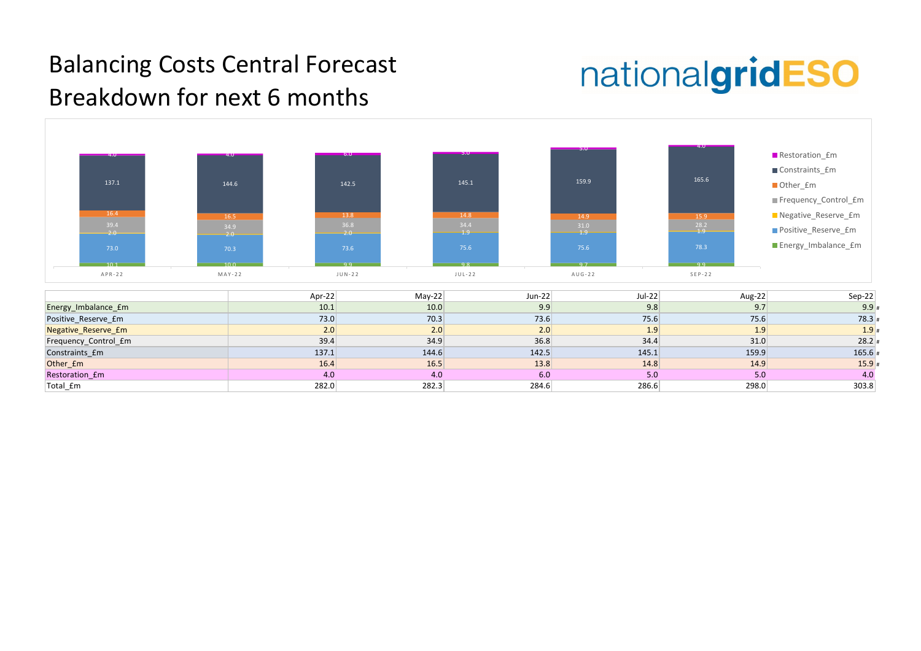# Balancing Costs Central Forecast
## Breakdown for next 6 months

|  | Apr-22 | May-22 | Jun-22 | Jul-22 | Aug-22 | Sep-22 |
|---|---|---|---|---|---|---|
| Energy_Imbalance_£m | 10.1 | 10.0 | 9.9 | 9.8 | 9.7 | 9.9 |
| Positive_Reserve_£m | 73.0 | 70.3 | 73.6 | 75.6 | 75.6 | 78.3 |
| Negative_Reserve_£m | 2.0 | 2.0 | 2.0 | 1.9 | 1.9 | 1.9 |
| Frequency_Control_£m | 39.4 | 34.9 | 36.8 | 34.4 | 31.0 | 28.2 |
| Constraints_£m | 137.1 | 144.6 | 142.5 | 145.1 | 159.9 | 165.6 |
| Other_£m | 16.4 | 16.5 | 13.8 | 14.8 | 14.9 | 15.9 |
| Restoration_£m | 4.0 | 4.0 | 6.0 | 5.0 | 5.0 | 4.0 |
| Total_£m | 282.0 | 282.3 | 284.6 | 286.6 | 298.0 | 303.8 |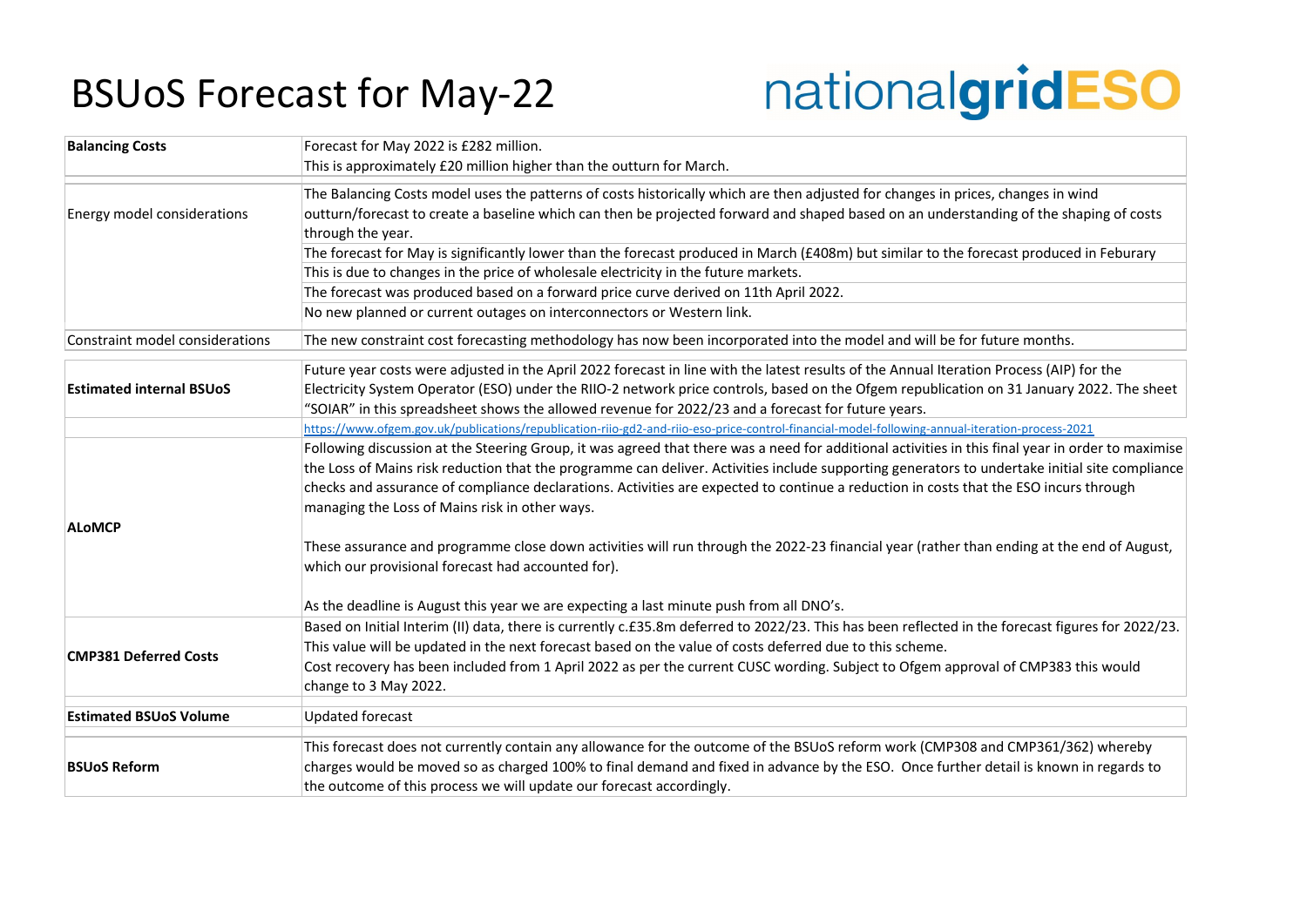# BSUoS Forecast for May-22

nationalgridESO

| | |
|---|---|
| **Balancing Costs** | Forecast for May 2022 is £282 million.<br>This is approximately £20 million higher than the outturn for March. |
| Energy model considerations | The Balancing Costs model uses the patterns of costs historically which are then adjusted for changes in prices, changes in wind outturn/forecast to create a baseline which can then be projected forward and shaped based on an understanding of the shaping of costs through the year.<br>The forecast for May is significantly lower than the forecast produced in March (£408m) but similar to the forecast produced in Feburary<br>This is due to changes in the price of wholesale electricity in the future markets.<br>The forecast was produced based on a forward price curve derived on 11th April 2022.<br>No new planned or current outages on interconnectors or Western link. |
| Constraint model considerations | The new constraint cost forecasting methodology has now been incorporated into the model and will be for future months. |
| **Estimated internal BSUoS** | Future year costs were adjusted in the April 2022 forecast in line with the latest results of the Annual Iteration Process (AIP) for the Electricity System Operator (ESO) under the RIIO-2 network price controls, based on the Ofgem republication on 31 January 2022. The sheet "SOIAR" in this spreadsheet shows the allowed revenue for 2022/23 and a forecast for future years.<br>https://www.ofgem.gov.uk/publications/republication-riio-gd2-and-riio-eso-price-control-financial-model-following-annual-iteration-process-2021 |
| **ALoMCP** | Following discussion at the Steering Group, it was agreed that there was a need for additional activities in this final year in order to maximise the Loss of Mains risk reduction that the programme can deliver. Activities include supporting generators to undertake initial site compliance checks and assurance of compliance declarations. Activities are expected to continue a reduction in costs that the ESO incurs through managing the Loss of Mains risk in other ways.<br><br>These assurance and programme close down activities will run through the 2022-23 financial year (rather than ending at the end of August, which our provisional forecast had accounted for).<br><br>As the deadline is August this year we are expecting a last minute push from all DNO's. |
| **CMP381 Deferred Costs** | Based on Initial Interim (II) data, there is currently c.£35.8m deferred to 2022/23. This has been reflected in the forecast figures for 2022/23. This value will be updated in the next forecast based on the value of costs deferred due to this scheme.<br>Cost recovery has been included from 1 April 2022 as per the current CUSC wording. Subject to Ofgem approval of CMP383 this would change to 3 May 2022. |
| **Estimated BSUoS Volume** | Updated forecast |
| **BSUoS Reform** | This forecast does not currently contain any allowance for the outcome of the BSUoS reform work (CMP308 and CMP361/362) whereby charges would be moved so as charged 100% to final demand and fixed in advance by the ESO. Once further detail is known in regards to the outcome of this process we will update our forecast accordingly. |